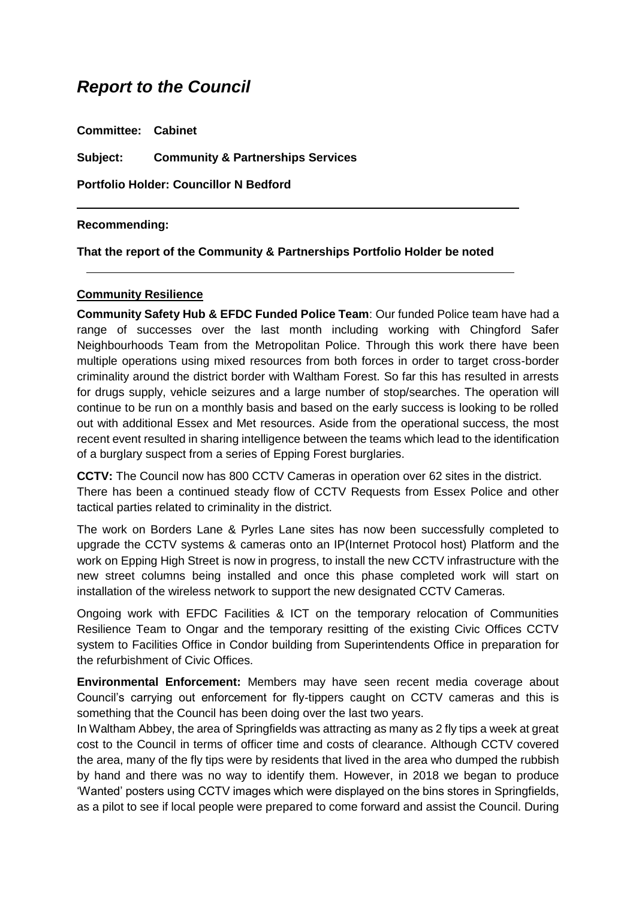# *Report to the Council*

**Committee: Cabinet**

**Subject: Community & Partnerships Services**

**Portfolio Holder: Councillor N Bedford**

---

**Recommending:**

**That the report of the Community & Partnerships Portfolio Holder be noted**

---

**Community Resilience**

**Community Safety Hub & EFDC Funded Police Team**: Our funded Police team have had a range of successes over the last month including working with Chingford Safer Neighbourhoods Team from the Metropolitan Police. Through this work there have been multiple operations using mixed resources from both forces in order to target cross-border criminality around the district border with Waltham Forest. So far this has resulted in arrests for drugs supply, vehicle seizures and a large number of stop/searches. The operation will continue to be run on a monthly basis and based on the early success is looking to be rolled out with additional Essex and Met resources. Aside from the operational success, the most recent event resulted in sharing intelligence between the teams which lead to the identification of a burglary suspect from a series of Epping Forest burglaries.

**CCTV:** The Council now has 800 CCTV Cameras in operation over 62 sites in the district. There has been a continued steady flow of CCTV Requests from Essex Police and other tactical parties related to criminality in the district.

The work on Borders Lane & Pyrles Lane sites has now been successfully completed to upgrade the CCTV systems & cameras onto an IP(Internet Protocol host) Platform and the work on Epping High Street is now in progress, to install the new CCTV infrastructure with the new street columns being installed and once this phase completed work will start on installation of the wireless network to support the new designated CCTV Cameras.

Ongoing work with EFDC Facilities & ICT on the temporary relocation of Communities Resilience Team to Ongar and the temporary resitting of the existing Civic Offices CCTV system to Facilities Office in Condor building from Superintendents Office in preparation for the refurbishment of Civic Offices.

**Environmental Enforcement:** Members may have seen recent media coverage about Council's carrying out enforcement for fly-tippers caught on CCTV cameras and this is something that the Council has been doing over the last two years.

In Waltham Abbey, the area of Springfields was attracting as many as 2 fly tips a week at great cost to the Council in terms of officer time and costs of clearance. Although CCTV covered the area, many of the fly tips were by residents that lived in the area who dumped the rubbish by hand and there was no way to identify them. However, in 2018 we began to produce 'Wanted' posters using CCTV images which were displayed on the bins stores in Springfields, as a pilot to see if local people were prepared to come forward and assist the Council. During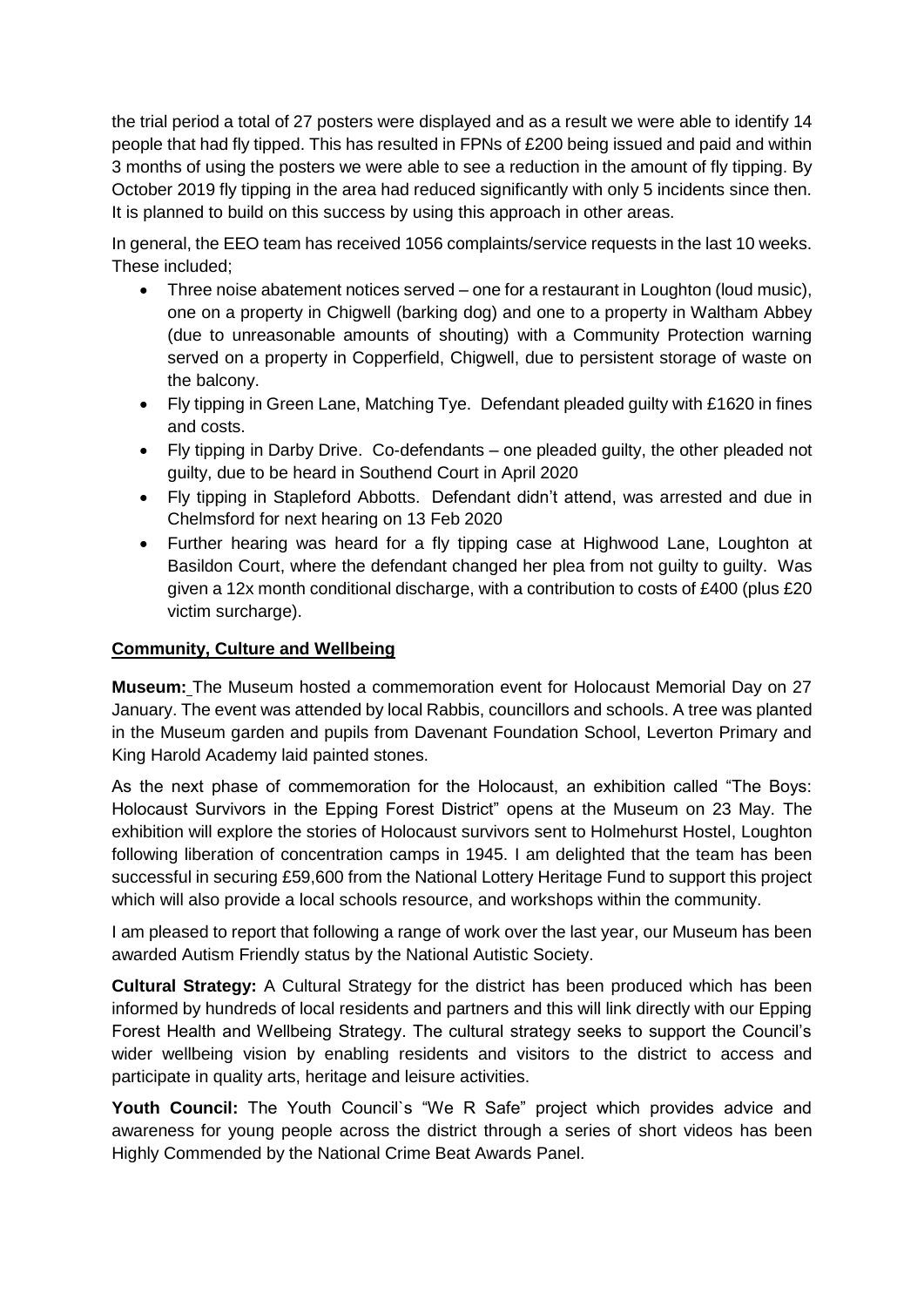the trial period a total of 27 posters were displayed and as a result we were able to identify 14 people that had fly tipped. This has resulted in FPNs of £200 being issued and paid and within 3 months of using the posters we were able to see a reduction in the amount of fly tipping. By October 2019 fly tipping in the area had reduced significantly with only 5 incidents since then. It is planned to build on this success by using this approach in other areas.

In general, the EEO team has received 1056 complaints/service requests in the last 10 weeks. These included;

- Three noise abatement notices served – one for a restaurant in Loughton (loud music), one on a property in Chigwell (barking dog) and one to a property in Waltham Abbey (due to unreasonable amounts of shouting) with a Community Protection warning served on a property in Copperfield, Chigwell, due to persistent storage of waste on the balcony.
- Fly tipping in Green Lane, Matching Tye. Defendant pleaded guilty with £1620 in fines and costs.
- Fly tipping in Darby Drive. Co-defendants – one pleaded guilty, the other pleaded not guilty, due to be heard in Southend Court in April 2020
- Fly tipping in Stapleford Abbotts. Defendant didn't attend, was arrested and due in Chelmsford for next hearing on 13 Feb 2020
- Further hearing was heard for a fly tipping case at Highwood Lane, Loughton at Basildon Court, where the defendant changed her plea from not guilty to guilty. Was given a 12x month conditional discharge, with a contribution to costs of £400 (plus £20 victim surcharge).

## Community, Culture and Wellbeing

**Museum:** The Museum hosted a commemoration event for Holocaust Memorial Day on 27 January. The event was attended by local Rabbis, councillors and schools. A tree was planted in the Museum garden and pupils from Davenant Foundation School, Leverton Primary and King Harold Academy laid painted stones.

As the next phase of commemoration for the Holocaust, an exhibition called "The Boys: Holocaust Survivors in the Epping Forest District" opens at the Museum on 23 May. The exhibition will explore the stories of Holocaust survivors sent to Holmehurst Hostel, Loughton following liberation of concentration camps in 1945. I am delighted that the team has been successful in securing £59,600 from the National Lottery Heritage Fund to support this project which will also provide a local schools resource, and workshops within the community.

I am pleased to report that following a range of work over the last year, our Museum has been awarded Autism Friendly status by the National Autistic Society.

**Cultural Strategy:** A Cultural Strategy for the district has been produced which has been informed by hundreds of local residents and partners and this will link directly with our Epping Forest Health and Wellbeing Strategy. The cultural strategy seeks to support the Council's wider wellbeing vision by enabling residents and visitors to the district to access and participate in quality arts, heritage and leisure activities.

**Youth Council:** The Youth Council`s "We R Safe" project which provides advice and awareness for young people across the district through a series of short videos has been Highly Commended by the National Crime Beat Awards Panel.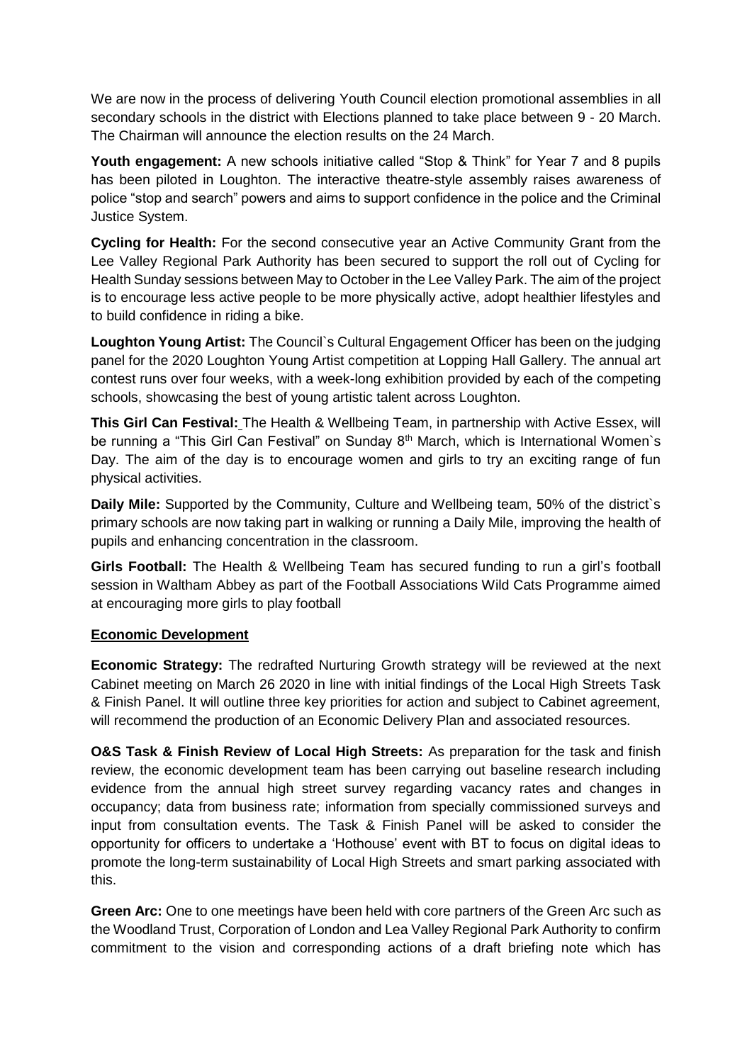We are now in the process of delivering Youth Council election promotional assemblies in all secondary schools in the district with Elections planned to take place between 9 - 20 March. The Chairman will announce the election results on the 24 March.

**Youth engagement:** A new schools initiative called "Stop & Think" for Year 7 and 8 pupils has been piloted in Loughton. The interactive theatre-style assembly raises awareness of police "stop and search" powers and aims to support confidence in the police and the Criminal Justice System.

**Cycling for Health:** For the second consecutive year an Active Community Grant from the Lee Valley Regional Park Authority has been secured to support the roll out of Cycling for Health Sunday sessions between May to October in the Lee Valley Park. The aim of the project is to encourage less active people to be more physically active, adopt healthier lifestyles and to build confidence in riding a bike.

**Loughton Young Artist:** The Council`s Cultural Engagement Officer has been on the judging panel for the 2020 Loughton Young Artist competition at Lopping Hall Gallery. The annual art contest runs over four weeks, with a week-long exhibition provided by each of the competing schools, showcasing the best of young artistic talent across Loughton.

**This Girl Can Festival:** The Health & Wellbeing Team, in partnership with Active Essex, will be running a "This Girl Can Festival" on Sunday 8th March, which is International Women`s Day. The aim of the day is to encourage women and girls to try an exciting range of fun physical activities.

**Daily Mile:** Supported by the Community, Culture and Wellbeing team, 50% of the district`s primary schools are now taking part in walking or running a Daily Mile, improving the health of pupils and enhancing concentration in the classroom.

**Girls Football:** The Health & Wellbeing Team has secured funding to run a girl's football session in Waltham Abbey as part of the Football Associations Wild Cats Programme aimed at encouraging more girls to play football

**Economic Development**

**Economic Strategy:** The redrafted Nurturing Growth strategy will be reviewed at the next Cabinet meeting on March 26 2020 in line with initial findings of the Local High Streets Task & Finish Panel. It will outline three key priorities for action and subject to Cabinet agreement, will recommend the production of an Economic Delivery Plan and associated resources.

**O&S Task & Finish Review of Local High Streets:** As preparation for the task and finish review, the economic development team has been carrying out baseline research including evidence from the annual high street survey regarding vacancy rates and changes in occupancy; data from business rate; information from specially commissioned surveys and input from consultation events. The Task & Finish Panel will be asked to consider the opportunity for officers to undertake a 'Hothouse' event with BT to focus on digital ideas to promote the long-term sustainability of Local High Streets and smart parking associated with this.

**Green Arc:** One to one meetings have been held with core partners of the Green Arc such as the Woodland Trust, Corporation of London and Lea Valley Regional Park Authority to confirm commitment to the vision and corresponding actions of a draft briefing note which has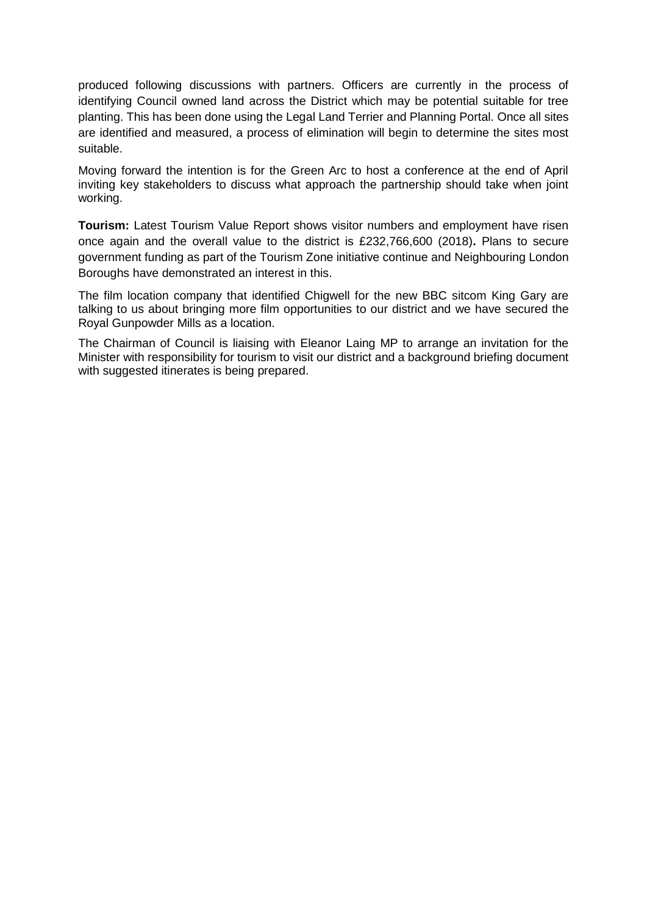produced following discussions with partners. Officers are currently in the process of identifying Council owned land across the District which may be potential suitable for tree planting. This has been done using the Legal Land Terrier and Planning Portal. Once all sites are identified and measured, a process of elimination will begin to determine the sites most suitable.

Moving forward the intention is for the Green Arc to host a conference at the end of April inviting key stakeholders to discuss what approach the partnership should take when joint working.

**Tourism:** Latest Tourism Value Report shows visitor numbers and employment have risen once again and the overall value to the district is £232,766,600 (2018)**.** Plans to secure government funding as part of the Tourism Zone initiative continue and Neighbouring London Boroughs have demonstrated an interest in this.

The film location company that identified Chigwell for the new BBC sitcom King Gary are talking to us about bringing more film opportunities to our district and we have secured the Royal Gunpowder Mills as a location.

The Chairman of Council is liaising with Eleanor Laing MP to arrange an invitation for the Minister with responsibility for tourism to visit our district and a background briefing document with suggested itinerates is being prepared.